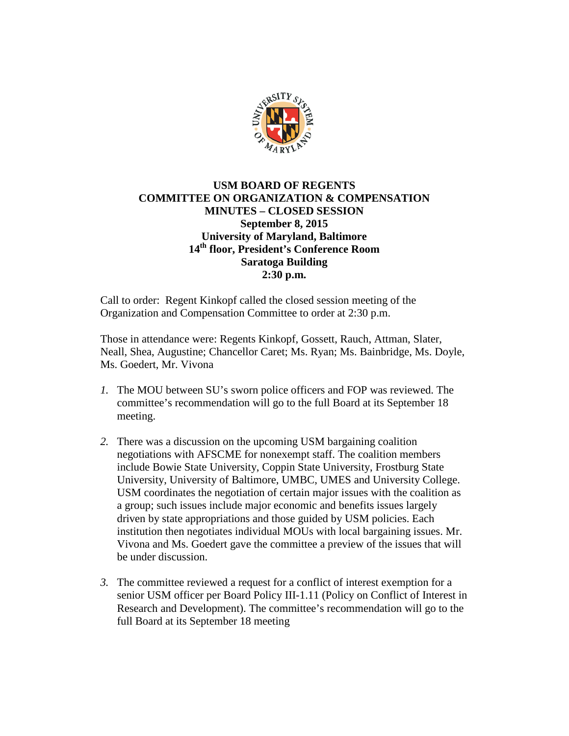**USM BOARD OF REGENTS**
**COMMITTEE ON ORGANIZATION & COMPENSATION**
**MINUTES – CLOSED SESSION**
**September 8, 2015**
**University of Maryland, Baltimore**
**14th floor, President's Conference Room**
**Saratoga Building**
**2:30 p.m.**

Call to order: Regent Kinkopf called the closed session meeting of the Organization and Compensation Committee to order at 2:30 p.m.

Those in attendance were: Regents Kinkopf, Gossett, Rauch, Attman, Slater, Neall, Shea, Augustine; Chancellor Caret; Ms. Ryan; Ms. Bainbridge, Ms. Doyle, Ms. Goedert, Mr. Vivona

1. The MOU between SU's sworn police officers and FOP was reviewed. The committee's recommendation will go to the full Board at its September 18 meeting.

2. There was a discussion on the upcoming USM bargaining coalition negotiations with AFSCME for nonexempt staff. The coalition members include Bowie State University, Coppin State University, Frostburg State University, University of Baltimore, UMBC, UMES and University College. USM coordinates the negotiation of certain major issues with the coalition as a group; such issues include major economic and benefits issues largely driven by state appropriations and those guided by USM policies. Each institution then negotiates individual MOUs with local bargaining issues. Mr. Vivona and Ms. Goedert gave the committee a preview of the issues that will be under discussion.

3. The committee reviewed a request for a conflict of interest exemption for a senior USM officer per Board Policy III-1.11 (Policy on Conflict of Interest in Research and Development). The committee's recommendation will go to the full Board at its September 18 meeting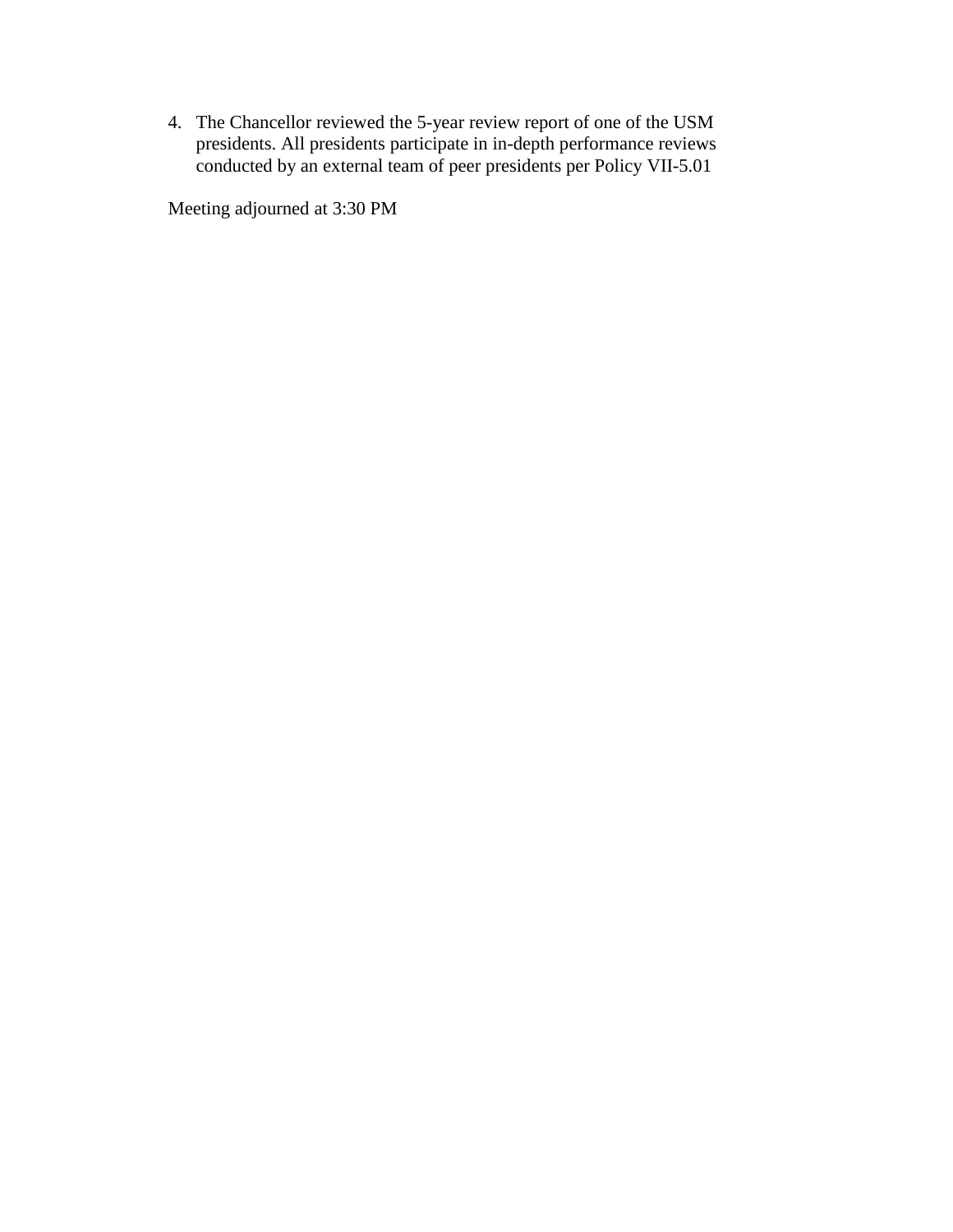4. The Chancellor reviewed the 5-year review report of one of the USM presidents. All presidents participate in in-depth performance reviews conducted by an external team of peer presidents per Policy VII-5.01

Meeting adjourned at 3:30 PM